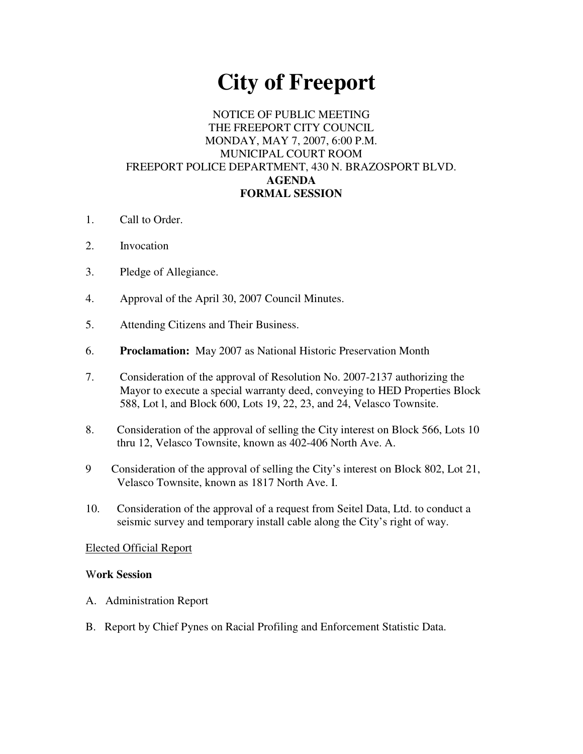# City of Freeport

NOTICE OF PUBLIC MEETING
THE FREEPORT CITY COUNCIL
MONDAY, MAY 7, 2007, 6:00 P.M.
MUNICIPAL COURT ROOM
FREEPORT POLICE DEPARTMENT, 430 N. BRAZOSPORT BLVD.
**AGENDA**
**FORMAL SESSION**

1. Call to Order.

2. Invocation

3. Pledge of Allegiance.

4. Approval of the April 30, 2007 Council Minutes.

5. Attending Citizens and Their Business.

6. **Proclamation:** May 2007 as National Historic Preservation Month

7. Consideration of the approval of Resolution No. 2007-2137 authorizing the Mayor to execute a special warranty deed, conveying to HED Properties Block 588, Lot l, and Block 600, Lots 19, 22, 23, and 24, Velasco Townsite.

8. Consideration of the approval of selling the City interest on Block 566, Lots 10 thru 12, Velasco Townsite, known as 402-406 North Ave. A.

9 Consideration of the approval of selling the City's interest on Block 802, Lot 21, Velasco Townsite, known as 1817 North Ave. I.

10. Consideration of the approval of a request from Seitel Data, Ltd. to conduct a seismic survey and temporary install cable along the City's right of way.

<u>Elected Official Report</u>

**Work Session**

A. Administration Report

B. Report by Chief Pynes on Racial Profiling and Enforcement Statistic Data.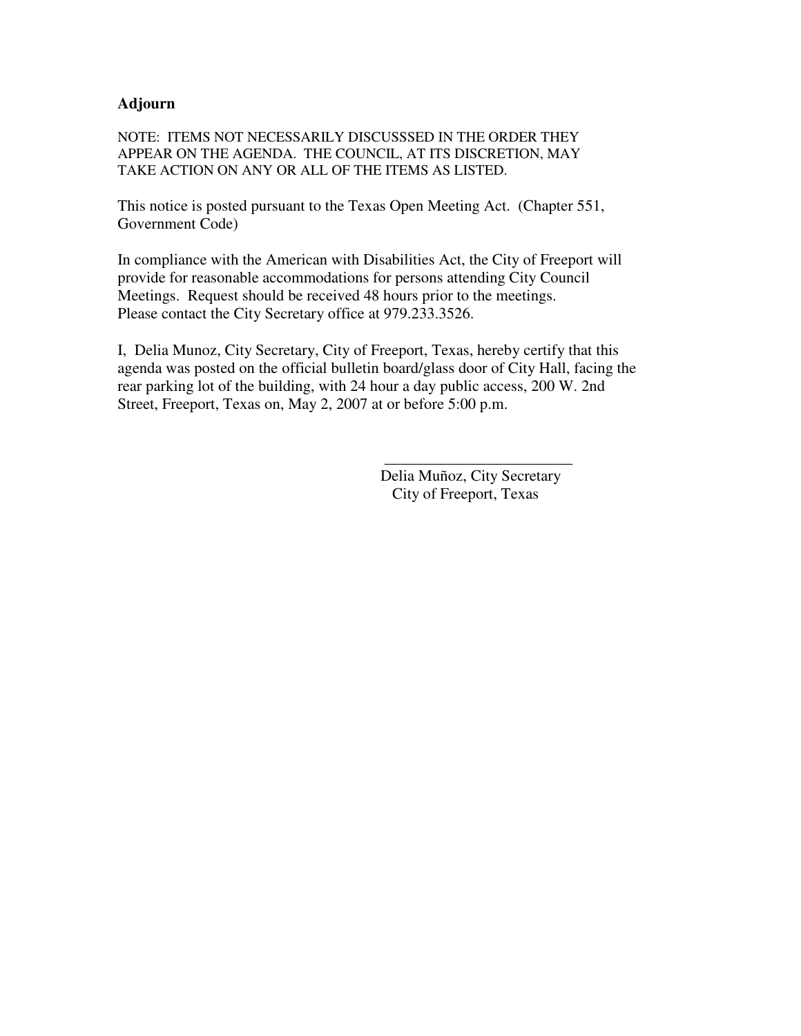**Adjourn**

NOTE: ITEMS NOT NECESSARILY DISCUSSSED IN THE ORDER THEY APPEAR ON THE AGENDA. THE COUNCIL, AT ITS DISCRETION, MAY TAKE ACTION ON ANY OR ALL OF THE ITEMS AS LISTED.

This notice is posted pursuant to the Texas Open Meeting Act. (Chapter 551, Government Code)

In compliance with the American with Disabilities Act, the City of Freeport will provide for reasonable accommodations for persons attending City Council Meetings. Request should be received 48 hours prior to the meetings. Please contact the City Secretary office at 979.233.3526.

I, Delia Munoz, City Secretary, City of Freeport, Texas, hereby certify that this agenda was posted on the official bulletin board/glass door of City Hall, facing the rear parking lot of the building, with 24 hour a day public access, 200 W. 2nd Street, Freeport, Texas on, May 2, 2007 at or before 5:00 p.m.

\_\_\_\_\_\_\_\_\_\_\_\_\_\_\_\_\_\_\_\_\_\_\_\_

Delia Muñoz, City Secretary
City of Freeport, Texas